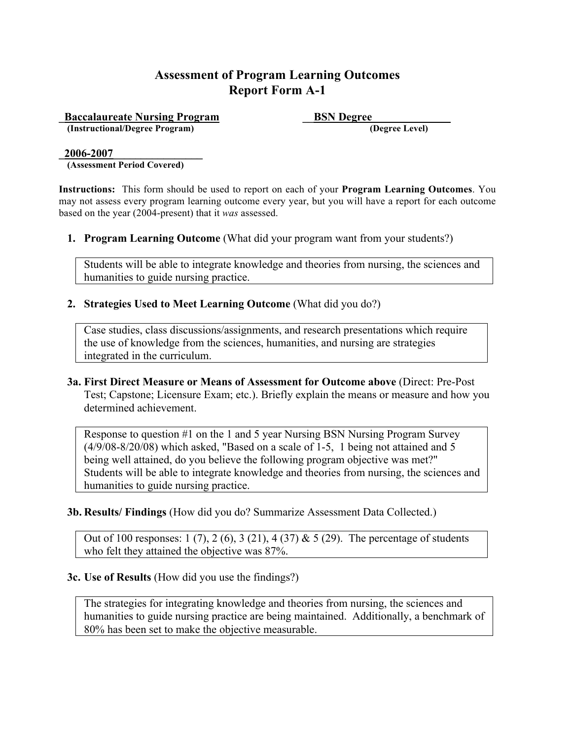# Assessment of Program Learning Outcomes
## Report Form A-1

**Baccalaureate Nursing Program**
**(Instructional/Degree Program)**

**BSN Degree**
**(Degree Level)**

**2006-2007**
**(Assessment Period Covered)**

**Instructions:** This form should be used to report on each of your **Program Learning Outcomes**. You may not assess every program learning outcome every year, but you will have a report for each outcome based on the year (2004-present) that it *was* assessed.

1. **Program Learning Outcome** (What did your program want from your students?)

   Students will be able to integrate knowledge and theories from nursing, the sciences and humanities to guide nursing practice.

2. **Strategies Used to Meet Learning Outcome** (What did you do?)

   Case studies, class discussions/assignments, and research presentations which require the use of knowledge from the sciences, humanities, and nursing are strategies integrated in the curriculum.

**3a. First Direct Measure or Means of Assessment for Outcome above** (Direct: Pre-Post Test; Capstone; Licensure Exam; etc.). Briefly explain the means or measure and how you determined achievement.

   Response to question #1 on the 1 and 5 year Nursing BSN Nursing Program Survey (4/9/08-8/20/08) which asked, "Based on a scale of 1-5, 1 being not attained and 5 being well attained, do you believe the following program objective was met?" Students will be able to integrate knowledge and theories from nursing, the sciences and humanities to guide nursing practice.

**3b. Results/ Findings** (How did you do? Summarize Assessment Data Collected.)

   Out of 100 responses: 1 (7), 2 (6), 3 (21), 4 (37) & 5 (29). The percentage of students who felt they attained the objective was 87%.

**3c. Use of Results** (How did you use the findings?)

   The strategies for integrating knowledge and theories from nursing, the sciences and humanities to guide nursing practice are being maintained. Additionally, a benchmark of 80% has been set to make the objective measurable.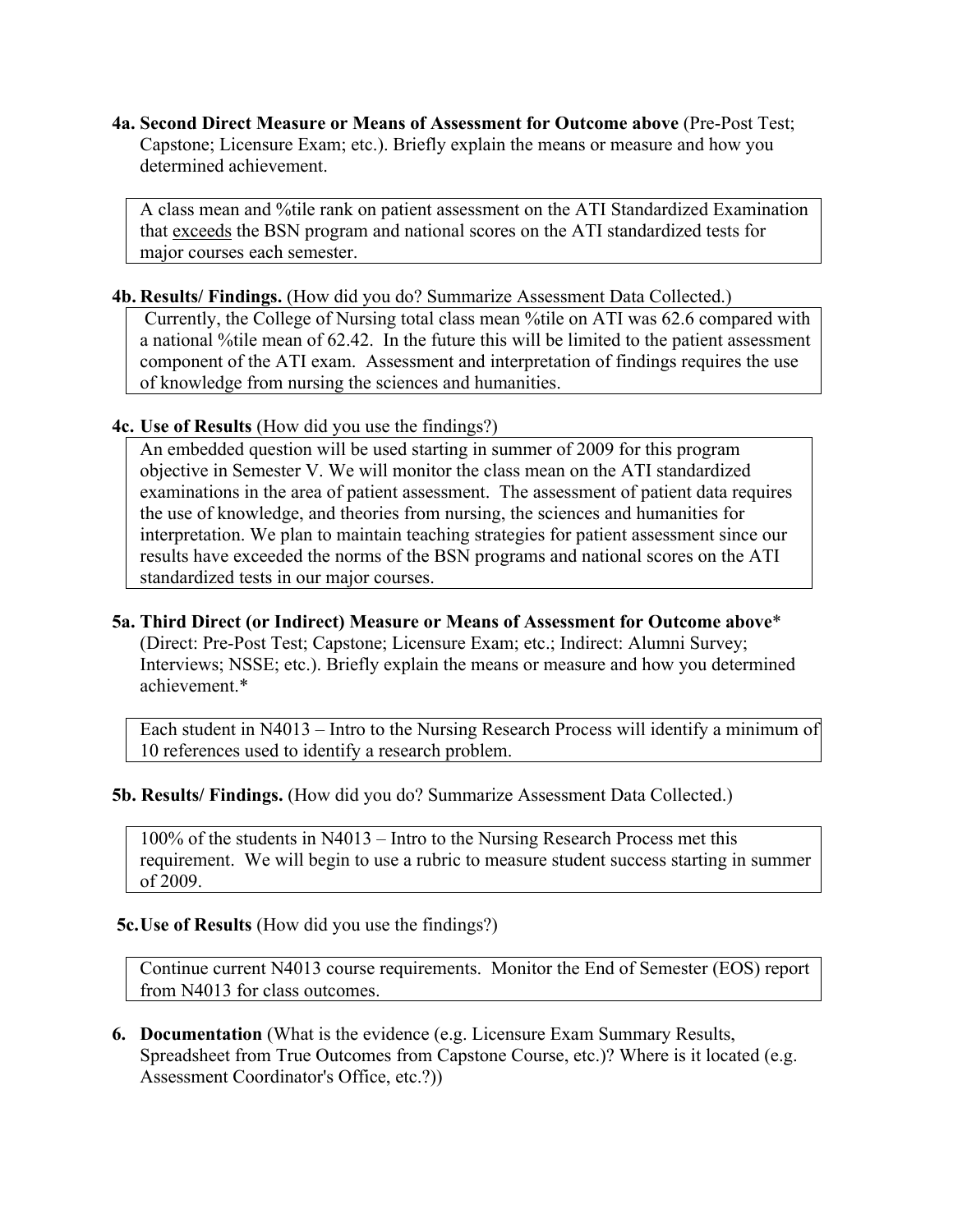**4a. Second Direct Measure or Means of Assessment for Outcome above** (Pre-Post Test; Capstone; Licensure Exam; etc.). Briefly explain the means or measure and how you determined achievement.

A class mean and %tile rank on patient assessment on the ATI Standardized Examination that <u>exceeds</u> the BSN program and national scores on the ATI standardized tests for major courses each semester.

**4b. Results/ Findings.** (How did you do? Summarize Assessment Data Collected.)

Currently, the College of Nursing total class mean %tile on ATI was 62.6 compared with a national %tile mean of 62.42. In the future this will be limited to the patient assessment component of the ATI exam. Assessment and interpretation of findings requires the use of knowledge from nursing the sciences and humanities.

**4c. Use of Results** (How did you use the findings?)

An embedded question will be used starting in summer of 2009 for this program objective in Semester V. We will monitor the class mean on the ATI standardized examinations in the area of patient assessment. The assessment of patient data requires the use of knowledge, and theories from nursing, the sciences and humanities for interpretation. We plan to maintain teaching strategies for patient assessment since our results have exceeded the norms of the BSN programs and national scores on the ATI standardized tests in our major courses.

**5a. Third Direct (or Indirect) Measure or Means of Assessment for Outcome above*** (Direct: Pre-Post Test; Capstone; Licensure Exam; etc.; Indirect: Alumni Survey; Interviews; NSSE; etc.). Briefly explain the means or measure and how you determined achievement.*

Each student in N4013 – Intro to the Nursing Research Process will identify a minimum of 10 references used to identify a research problem.

**5b. Results/ Findings.** (How did you do? Summarize Assessment Data Collected.)

100% of the students in N4013 – Intro to the Nursing Research Process met this requirement. We will begin to use a rubric to measure student success starting in summer of 2009.

**5c. Use of Results** (How did you use the findings?)

Continue current N4013 course requirements. Monitor the End of Semester (EOS) report from N4013 for class outcomes.

**6. Documentation** (What is the evidence (e.g. Licensure Exam Summary Results, Spreadsheet from True Outcomes from Capstone Course, etc.)? Where is it located (e.g. Assessment Coordinator's Office, etc.?))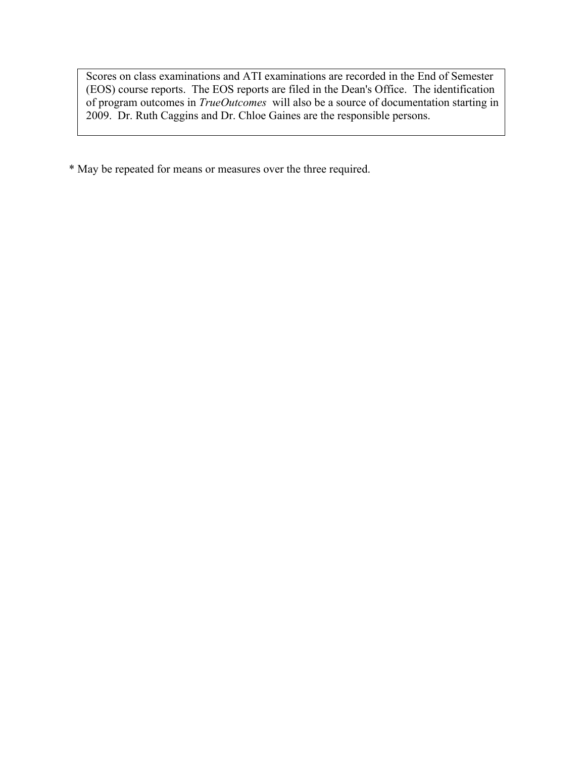| Scores on class examinations and ATI examinations are recorded in the End of Semester (EOS) course reports. The EOS reports are filed in the Dean's Office. The identification of program outcomes in *TrueOutcomes* will also be a source of documentation starting in 2009. Dr. Ruth Caggins and Dr. Chloe Gaines are the responsible persons. |
|---|

* May be repeated for means or measures over the three required.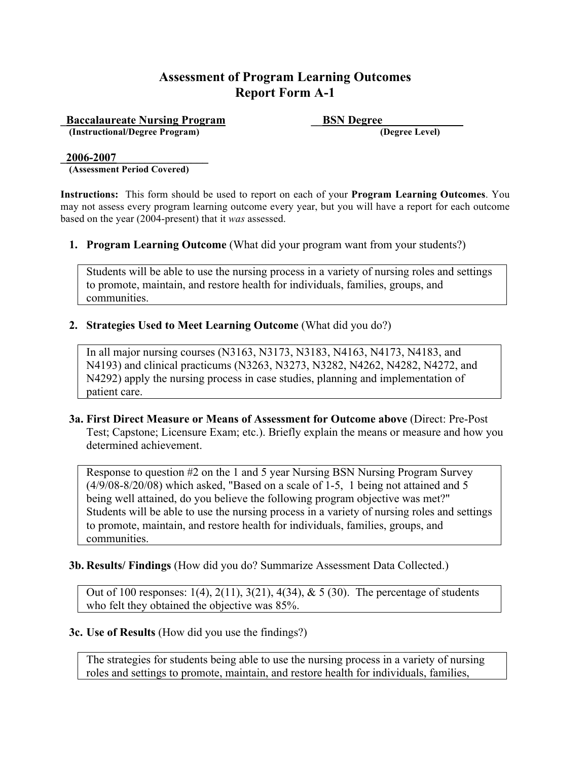# Assessment of Program Learning Outcomes
## Report Form A-1

**Baccalaureate Nursing Program** — **(Instructional/Degree Program)**

**BSN Degree** — **(Degree Level)**

**2006-2007** — **(Assessment Period Covered)**

**Instructions:** This form should be used to report on each of your **Program Learning Outcomes**. You may not assess every program learning outcome every year, but you will have a report for each outcome based on the year (2004-present) that it *was* assessed.

1. **Program Learning Outcome** (What did your program want from your students?)

   Students will be able to use the nursing process in a variety of nursing roles and settings to promote, maintain, and restore health for individuals, families, groups, and communities.

2. **Strategies Used to Meet Learning Outcome** (What did you do?)

   In all major nursing courses (N3163, N3173, N3183, N4163, N4173, N4183, and N4193) and clinical practicums (N3263, N3273, N3282, N4262, N4282, N4272, and N4292) apply the nursing process in case studies, planning and implementation of patient care.

**3a. First Direct Measure or Means of Assessment for Outcome above** (Direct: Pre-Post Test; Capstone; Licensure Exam; etc.). Briefly explain the means or measure and how you determined achievement.

Response to question #2 on the 1 and 5 year Nursing BSN Nursing Program Survey (4/9/08-8/20/08) which asked, "Based on a scale of 1-5, 1 being not attained and 5 being well attained, do you believe the following program objective was met?" Students will be able to use the nursing process in a variety of nursing roles and settings to promote, maintain, and restore health for individuals, families, groups, and communities.

**3b. Results/ Findings** (How did you do? Summarize Assessment Data Collected.)

Out of 100 responses: 1(4), 2(11), 3(21), 4(34), & 5 (30). The percentage of students who felt they obtained the objective was 85%.

**3c. Use of Results** (How did you use the findings?)

The strategies for students being able to use the nursing process in a variety of nursing roles and settings to promote, maintain, and restore health for individuals, families,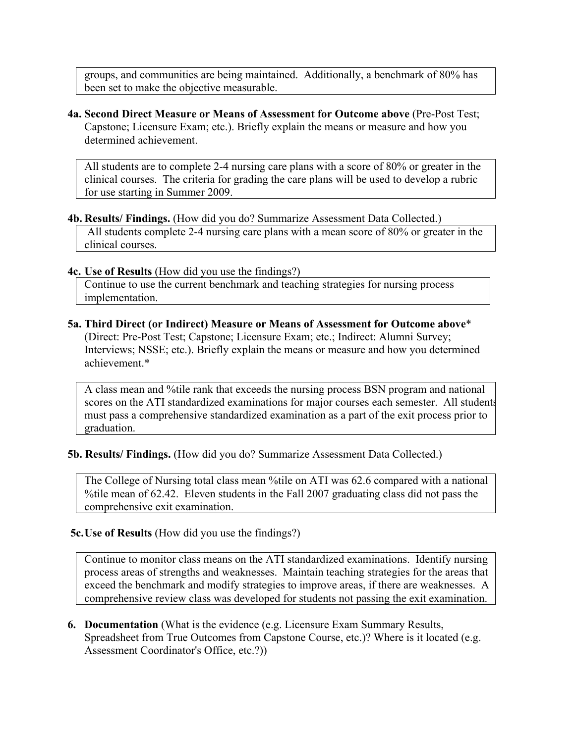groups, and communities are being maintained. Additionally, a benchmark of 80% has been set to make the objective measurable.

**4a. Second Direct Measure or Means of Assessment for Outcome above** (Pre-Post Test; Capstone; Licensure Exam; etc.). Briefly explain the means or measure and how you determined achievement.

All students are to complete 2-4 nursing care plans with a score of 80% or greater in the clinical courses. The criteria for grading the care plans will be used to develop a rubric for use starting in Summer 2009.

**4b. Results/ Findings.** (How did you do? Summarize Assessment Data Collected.)

All students complete 2-4 nursing care plans with a mean score of 80% or greater in the clinical courses.

**4c. Use of Results** (How did you use the findings?)

Continue to use the current benchmark and teaching strategies for nursing process implementation.

**5a. Third Direct (or Indirect) Measure or Means of Assessment for Outcome above*** (Direct: Pre-Post Test; Capstone; Licensure Exam; etc.; Indirect: Alumni Survey; Interviews; NSSE; etc.). Briefly explain the means or measure and how you determined achievement.*

A class mean and %tile rank that exceeds the nursing process BSN program and national scores on the ATI standardized examinations for major courses each semester. All students must pass a comprehensive standardized examination as a part of the exit process prior to graduation.

**5b. Results/ Findings.** (How did you do? Summarize Assessment Data Collected.)

The College of Nursing total class mean %tile on ATI was 62.6 compared with a national %tile mean of 62.42. Eleven students in the Fall 2007 graduating class did not pass the comprehensive exit examination.

**5c. Use of Results** (How did you use the findings?)

Continue to monitor class means on the ATI standardized examinations. Identify nursing process areas of strengths and weaknesses. Maintain teaching strategies for the areas that exceed the benchmark and modify strategies to improve areas, if there are weaknesses. A comprehensive review class was developed for students not passing the exit examination.

**6. Documentation** (What is the evidence (e.g. Licensure Exam Summary Results, Spreadsheet from True Outcomes from Capstone Course, etc.)? Where is it located (e.g. Assessment Coordinator's Office, etc.?))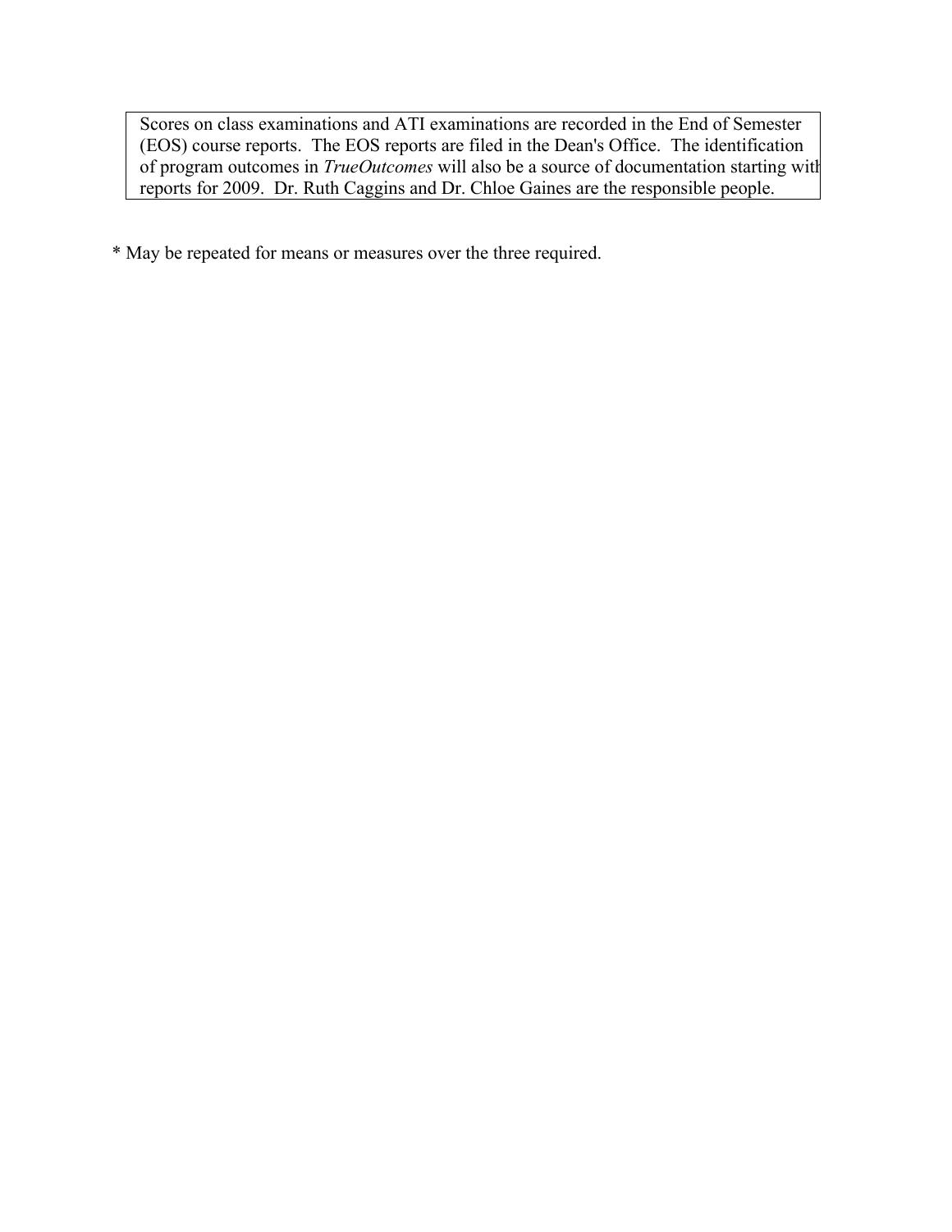| Scores on class examinations and ATI examinations are recorded in the End of Semester (EOS) course reports. The EOS reports are filed in the Dean's Office. The identification of program outcomes in *TrueOutcomes* will also be a source of documentation starting with reports for 2009. Dr. Ruth Caggins and Dr. Chloe Gaines are the responsible people. |
|---|

* May be repeated for means or measures over the three required.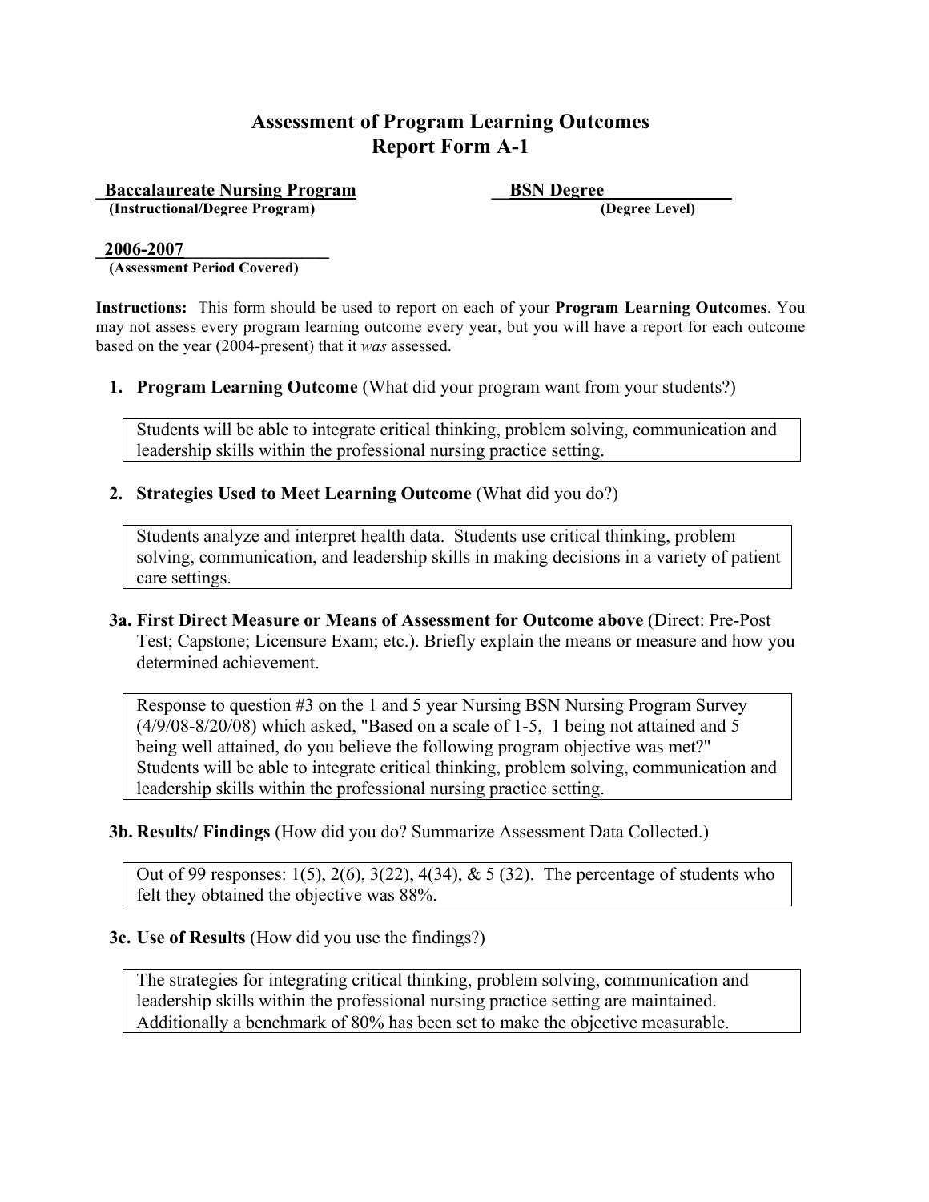# Assessment of Program Learning Outcomes
# Report Form A-1

**Baccalaureate Nursing Program**
**(Instructional/Degree Program)**

**BSN Degree**
**(Degree Level)**

**2006-2007**
**(Assessment Period Covered)**

**Instructions:** This form should be used to report on each of your **Program Learning Outcomes**. You may not assess every program learning outcome every year, but you will have a report for each outcome based on the year (2004-present) that it *was* assessed.

1. **Program Learning Outcome** (What did your program want from your students?)

   Students will be able to integrate critical thinking, problem solving, communication and leadership skills within the professional nursing practice setting.

2. **Strategies Used to Meet Learning Outcome** (What did you do?)

   Students analyze and interpret health data. Students use critical thinking, problem solving, communication, and leadership skills in making decisions in a variety of patient care settings.

**3a. First Direct Measure or Means of Assessment for Outcome above** (Direct: Pre-Post Test; Capstone; Licensure Exam; etc.). Briefly explain the means or measure and how you determined achievement.

Response to question #3 on the 1 and 5 year Nursing BSN Nursing Program Survey (4/9/08-8/20/08) which asked, "Based on a scale of 1-5, 1 being not attained and 5 being well attained, do you believe the following program objective was met?" Students will be able to integrate critical thinking, problem solving, communication and leadership skills within the professional nursing practice setting.

**3b. Results/ Findings** (How did you do? Summarize Assessment Data Collected.)

Out of 99 responses: 1(5), 2(6), 3(22), 4(34), & 5 (32). The percentage of students who felt they obtained the objective was 88%.

**3c. Use of Results** (How did you use the findings?)

The strategies for integrating critical thinking, problem solving, communication and leadership skills within the professional nursing practice setting are maintained. Additionally a benchmark of 80% has been set to make the objective measurable.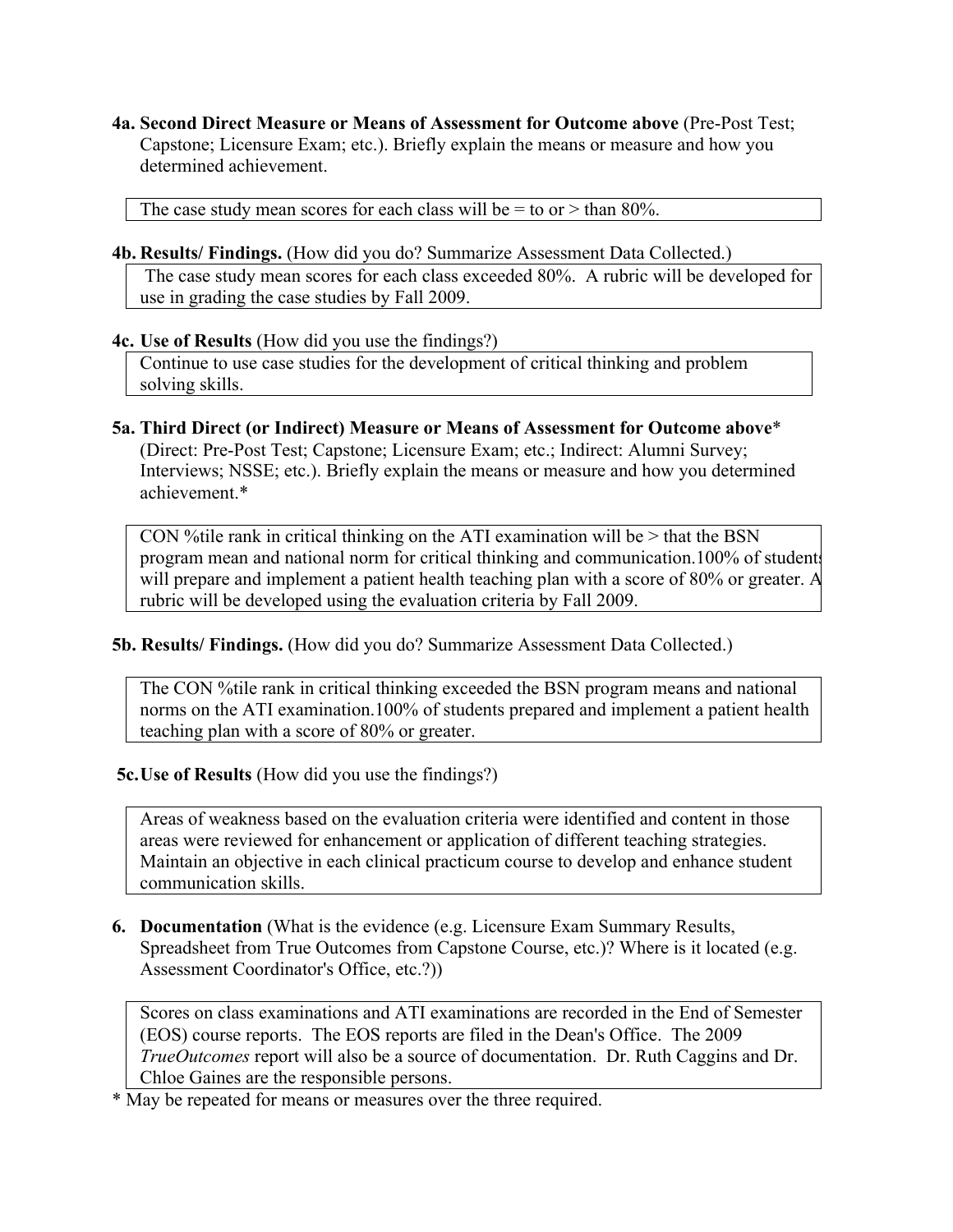**4a. Second Direct Measure or Means of Assessment for Outcome above** (Pre-Post Test; Capstone; Licensure Exam; etc.). Briefly explain the means or measure and how you determined achievement.

> The case study mean scores for each class will be = to or > than 80%.

**4b. Results/ Findings.** (How did you do? Summarize Assessment Data Collected.)

> The case study mean scores for each class exceeded 80%. A rubric will be developed for use in grading the case studies by Fall 2009.

**4c. Use of Results** (How did you use the findings?)

> Continue to use case studies for the development of critical thinking and problem solving skills.

**5a. Third Direct (or Indirect) Measure or Means of Assessment for Outcome above*** (Direct: Pre-Post Test; Capstone; Licensure Exam; etc.; Indirect: Alumni Survey; Interviews; NSSE; etc.). Briefly explain the means or measure and how you determined achievement.*

> CON %tile rank in critical thinking on the ATI examination will be > that the BSN program mean and national norm for critical thinking and communication.100% of students will prepare and implement a patient health teaching plan with a score of 80% or greater. A rubric will be developed using the evaluation criteria by Fall 2009.

**5b. Results/ Findings.** (How did you do? Summarize Assessment Data Collected.)

> The CON %tile rank in critical thinking exceeded the BSN program means and national norms on the ATI examination.100% of students prepared and implement a patient health teaching plan with a score of 80% or greater.

**5c. Use of Results** (How did you use the findings?)

> Areas of weakness based on the evaluation criteria were identified and content in those areas were reviewed for enhancement or application of different teaching strategies. Maintain an objective in each clinical practicum course to develop and enhance student communication skills.

**6. Documentation** (What is the evidence (e.g. Licensure Exam Summary Results, Spreadsheet from True Outcomes from Capstone Course, etc.)? Where is it located (e.g. Assessment Coordinator's Office, etc.?))

> Scores on class examinations and ATI examinations are recorded in the End of Semester (EOS) course reports. The EOS reports are filed in the Dean's Office. The 2009 *TrueOutcomes* report will also be a source of documentation. Dr. Ruth Caggins and Dr. Chloe Gaines are the responsible persons.

* May be repeated for means or measures over the three required.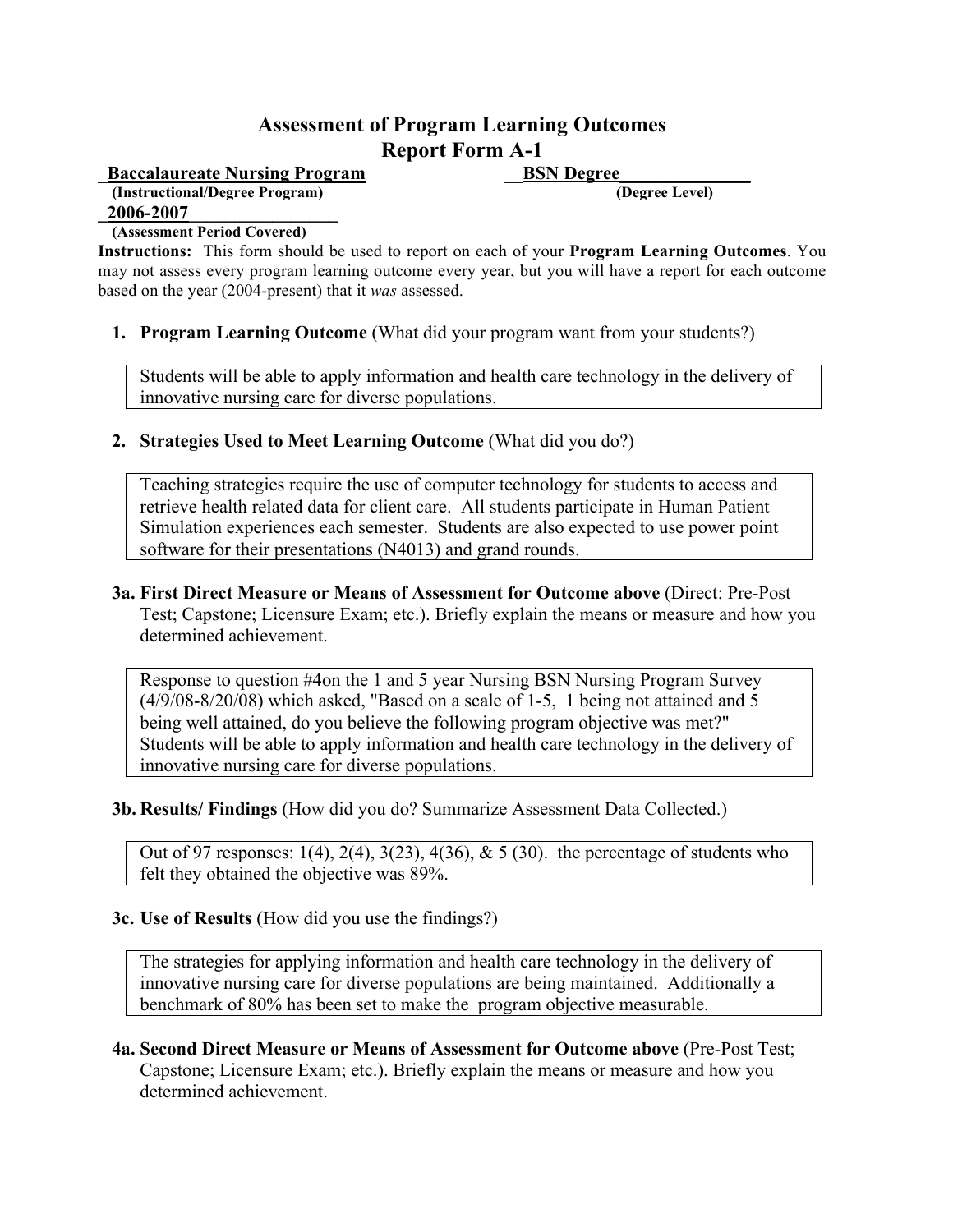# Assessment of Program Learning Outcomes
## Report Form A-1

**Baccalaureate Nursing Program** — **BSN Degree**
**(Instructional/Degree Program)** — **(Degree Level)**

**2006-2007**
**(Assessment Period Covered)**

**Instructions:** This form should be used to report on each of your **Program Learning Outcomes**. You may not assess every program learning outcome every year, but you will have a report for each outcome based on the year (2004-present) that it *was* assessed.

1. **Program Learning Outcome** (What did your program want from your students?)

> Students will be able to apply information and health care technology in the delivery of innovative nursing care for diverse populations.

2. **Strategies Used to Meet Learning Outcome** (What did you do?)

> Teaching strategies require the use of computer technology for students to access and retrieve health related data for client care. All students participate in Human Patient Simulation experiences each semester. Students are also expected to use power point software for their presentations (N4013) and grand rounds.

**3a. First Direct Measure or Means of Assessment for Outcome above** (Direct: Pre-Post Test; Capstone; Licensure Exam; etc.). Briefly explain the means or measure and how you determined achievement.

> Response to question #4on the 1 and 5 year Nursing BSN Nursing Program Survey (4/9/08-8/20/08) which asked, "Based on a scale of 1-5, 1 being not attained and 5 being well attained, do you believe the following program objective was met?" Students will be able to apply information and health care technology in the delivery of innovative nursing care for diverse populations.

**3b. Results/ Findings** (How did you do? Summarize Assessment Data Collected.)

> Out of 97 responses: 1(4), 2(4), 3(23), 4(36), & 5 (30). the percentage of students who felt they obtained the objective was 89%.

**3c. Use of Results** (How did you use the findings?)

> The strategies for applying information and health care technology in the delivery of innovative nursing care for diverse populations are being maintained. Additionally a benchmark of 80% has been set to make the program objective measurable.

**4a. Second Direct Measure or Means of Assessment for Outcome above** (Pre-Post Test; Capstone; Licensure Exam; etc.). Briefly explain the means or measure and how you determined achievement.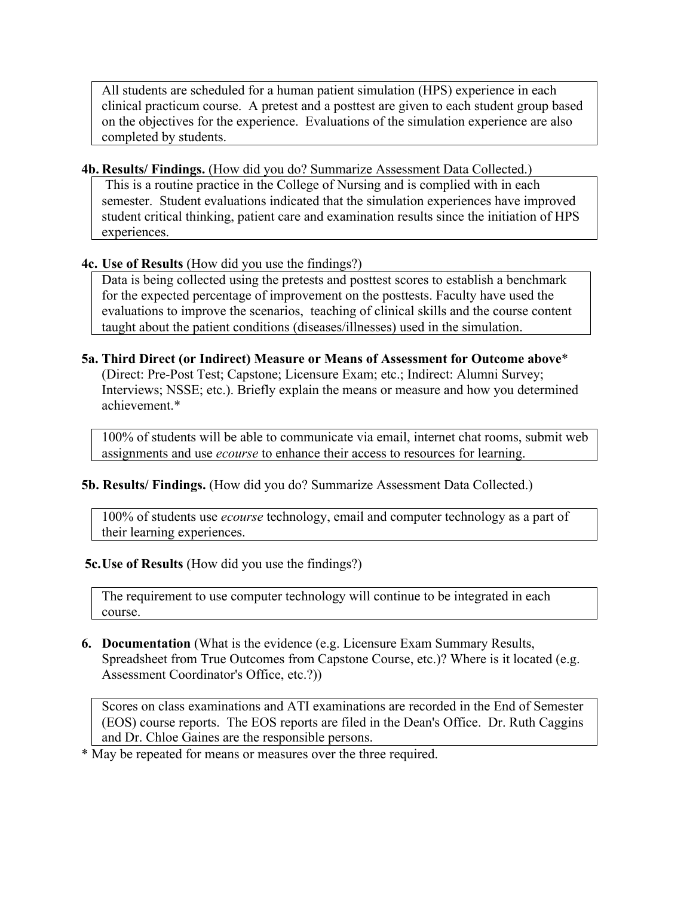All students are scheduled for a human patient simulation (HPS) experience in each clinical practicum course. A pretest and a posttest are given to each student group based on the objectives for the experience. Evaluations of the simulation experience are also completed by students.

**4b. Results/ Findings.** (How did you do? Summarize Assessment Data Collected.)

This is a routine practice in the College of Nursing and is complied with in each semester. Student evaluations indicated that the simulation experiences have improved student critical thinking, patient care and examination results since the initiation of HPS experiences.

**4c. Use of Results** (How did you use the findings?)

Data is being collected using the pretests and posttest scores to establish a benchmark for the expected percentage of improvement on the posttests. Faculty have used the evaluations to improve the scenarios, teaching of clinical skills and the course content taught about the patient conditions (diseases/illnesses) used in the simulation.

**5a. Third Direct (or Indirect) Measure or Means of Assessment for Outcome above*** (Direct: Pre-Post Test; Capstone; Licensure Exam; etc.; Indirect: Alumni Survey; Interviews; NSSE; etc.). Briefly explain the means or measure and how you determined achievement.*

100% of students will be able to communicate via email, internet chat rooms, submit web assignments and use *ecourse* to enhance their access to resources for learning.

**5b. Results/ Findings.** (How did you do? Summarize Assessment Data Collected.)

100% of students use *ecourse* technology, email and computer technology as a part of their learning experiences.

**5c. Use of Results** (How did you use the findings?)

The requirement to use computer technology will continue to be integrated in each course.

**6. Documentation** (What is the evidence (e.g. Licensure Exam Summary Results, Spreadsheet from True Outcomes from Capstone Course, etc.)? Where is it located (e.g. Assessment Coordinator's Office, etc.?))

Scores on class examinations and ATI examinations are recorded in the End of Semester (EOS) course reports. The EOS reports are filed in the Dean's Office. Dr. Ruth Caggins and Dr. Chloe Gaines are the responsible persons.

* May be repeated for means or measures over the three required.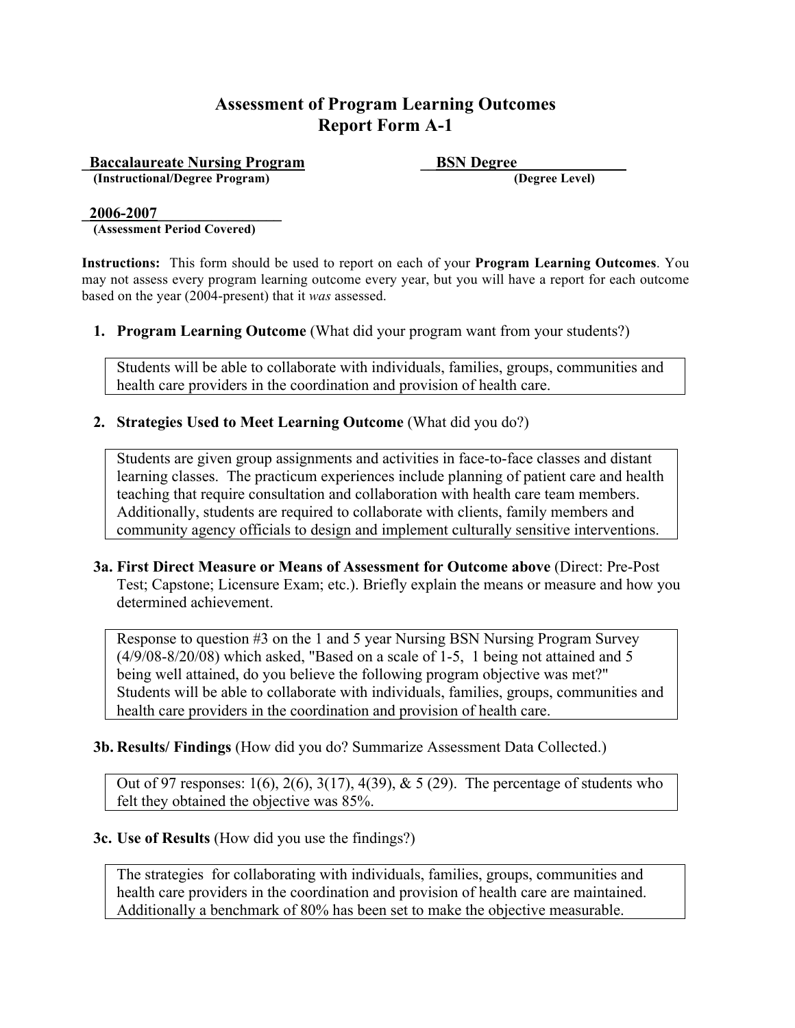# Assessment of Program Learning Outcomes
# Report Form A-1

**Baccalaureate Nursing Program**
**(Instructional/Degree Program)**

**BSN Degree**
**(Degree Level)**

**2006-2007**
**(Assessment Period Covered)**

**Instructions:** This form should be used to report on each of your **Program Learning Outcomes**. You may not assess every program learning outcome every year, but you will have a report for each outcome based on the year (2004-present) that it *was* assessed.

1. **Program Learning Outcome** (What did your program want from your students?)

> Students will be able to collaborate with individuals, families, groups, communities and health care providers in the coordination and provision of health care.

2. **Strategies Used to Meet Learning Outcome** (What did you do?)

> Students are given group assignments and activities in face-to-face classes and distant learning classes. The practicum experiences include planning of patient care and health teaching that require consultation and collaboration with health care team members. Additionally, students are required to collaborate with clients, family members and community agency officials to design and implement culturally sensitive interventions.

**3a. First Direct Measure or Means of Assessment for Outcome above** (Direct: Pre-Post Test; Capstone; Licensure Exam; etc.). Briefly explain the means or measure and how you determined achievement.

> Response to question #3 on the 1 and 5 year Nursing BSN Nursing Program Survey (4/9/08-8/20/08) which asked, "Based on a scale of 1-5, 1 being not attained and 5 being well attained, do you believe the following program objective was met?" Students will be able to collaborate with individuals, families, groups, communities and health care providers in the coordination and provision of health care.

**3b. Results/ Findings** (How did you do? Summarize Assessment Data Collected.)

> Out of 97 responses: 1(6), 2(6), 3(17), 4(39), & 5 (29). The percentage of students who felt they obtained the objective was 85%.

**3c. Use of Results** (How did you use the findings?)

> The strategies for collaborating with individuals, families, groups, communities and health care providers in the coordination and provision of health care are maintained. Additionally a benchmark of 80% has been set to make the objective measurable.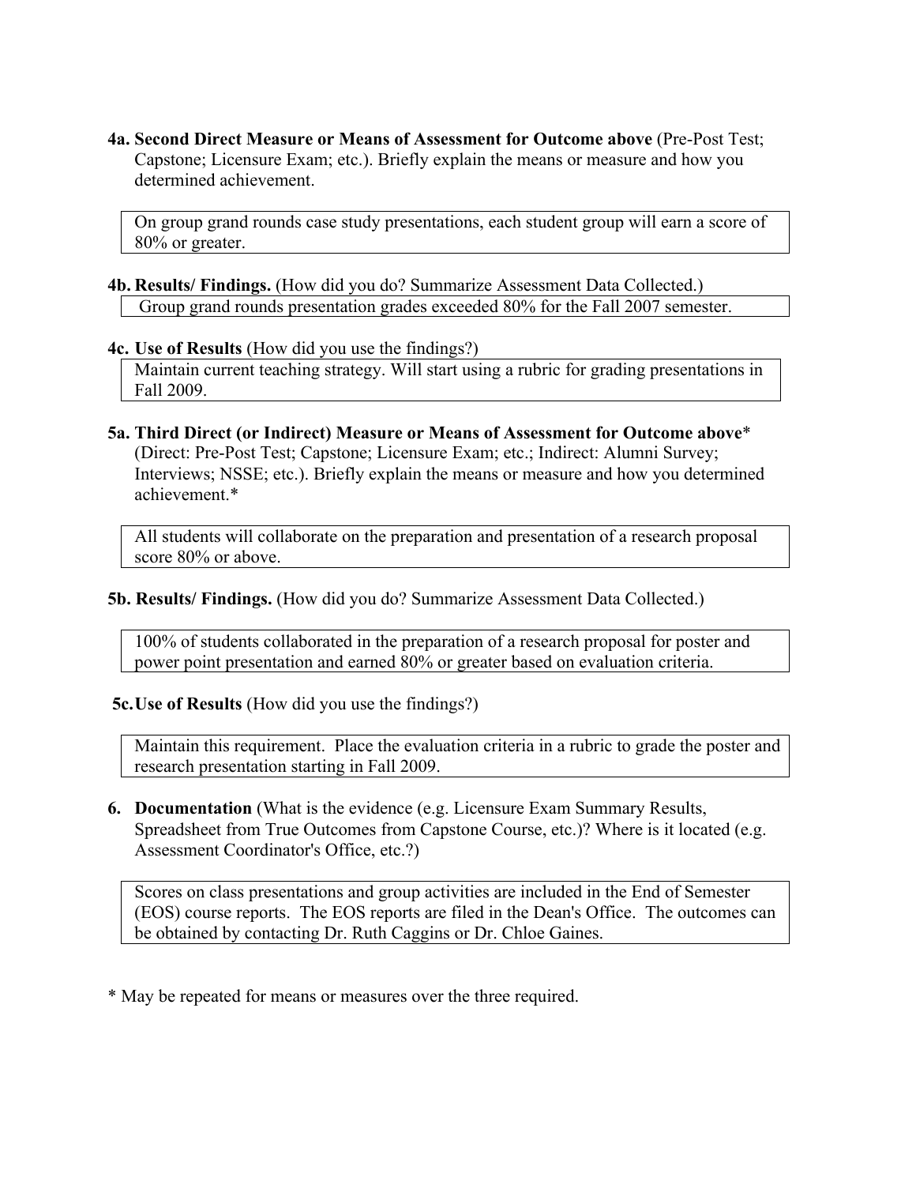**4a. Second Direct Measure or Means of Assessment for Outcome above** (Pre-Post Test; Capstone; Licensure Exam; etc.). Briefly explain the means or measure and how you determined achievement.

> On group grand rounds case study presentations, each student group will earn a score of 80% or greater.

**4b. Results/ Findings.** (How did you do? Summarize Assessment Data Collected.)

> Group grand rounds presentation grades exceeded 80% for the Fall 2007 semester.

**4c. Use of Results** (How did you use the findings?)

> Maintain current teaching strategy. Will start using a rubric for grading presentations in Fall 2009.

**5a. Third Direct (or Indirect) Measure or Means of Assessment for Outcome above*** (Direct: Pre-Post Test; Capstone; Licensure Exam; etc.; Indirect: Alumni Survey; Interviews; NSSE; etc.). Briefly explain the means or measure and how you determined achievement.*

> All students will collaborate on the preparation and presentation of a research proposal score 80% or above.

**5b. Results/ Findings.** (How did you do? Summarize Assessment Data Collected.)

> 100% of students collaborated in the preparation of a research proposal for poster and power point presentation and earned 80% or greater based on evaluation criteria.

**5c. Use of Results** (How did you use the findings?)

> Maintain this requirement. Place the evaluation criteria in a rubric to grade the poster and research presentation starting in Fall 2009.

**6. Documentation** (What is the evidence (e.g. Licensure Exam Summary Results, Spreadsheet from True Outcomes from Capstone Course, etc.)? Where is it located (e.g. Assessment Coordinator's Office, etc.?)

> Scores on class presentations and group activities are included in the End of Semester (EOS) course reports. The EOS reports are filed in the Dean's Office. The outcomes can be obtained by contacting Dr. Ruth Caggins or Dr. Chloe Gaines.

* May be repeated for means or measures over the three required.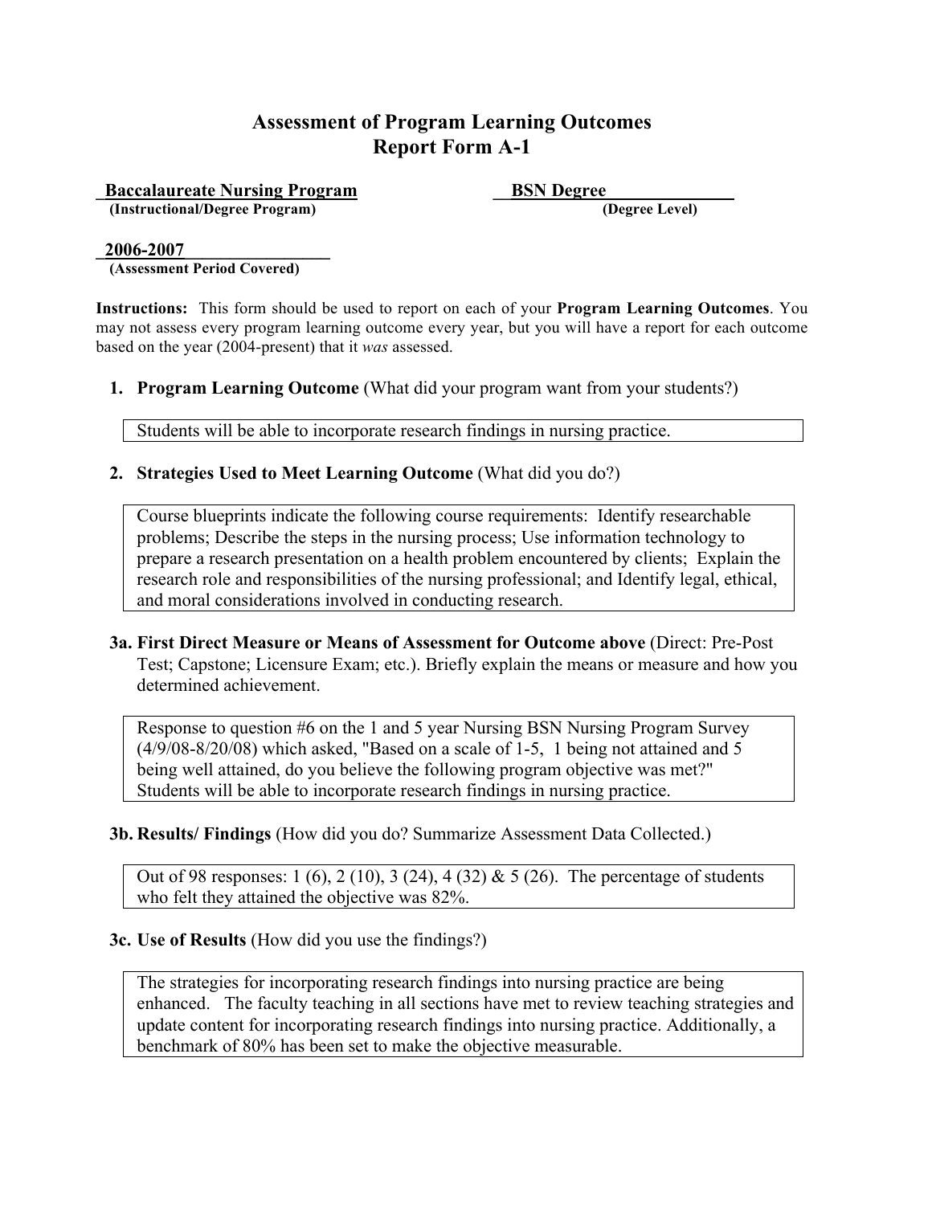# Assessment of Program Learning Outcomes
# Report Form A-1

**Baccalaureate Nursing Program** — **(Instructional/Degree Program)**

**BSN Degree** — **(Degree Level)**

**2006-2007** — **(Assessment Period Covered)**

**Instructions:** This form should be used to report on each of your **Program Learning Outcomes**. You may not assess every program learning outcome every year, but you will have a report for each outcome based on the year (2004-present) that it *was* assessed.

1. **Program Learning Outcome** (What did your program want from your students?)

   Students will be able to incorporate research findings in nursing practice.

2. **Strategies Used to Meet Learning Outcome** (What did you do?)

   Course blueprints indicate the following course requirements: Identify researchable problems; Describe the steps in the nursing process; Use information technology to prepare a research presentation on a health problem encountered by clients; Explain the research role and responsibilities of the nursing professional; and Identify legal, ethical, and moral considerations involved in conducting research.

**3a. First Direct Measure or Means of Assessment for Outcome above** (Direct: Pre-Post Test; Capstone; Licensure Exam; etc.). Briefly explain the means or measure and how you determined achievement.

Response to question #6 on the 1 and 5 year Nursing BSN Nursing Program Survey (4/9/08-8/20/08) which asked, "Based on a scale of 1-5, 1 being not attained and 5 being well attained, do you believe the following program objective was met?" Students will be able to incorporate research findings in nursing practice.

**3b. Results/ Findings** (How did you do? Summarize Assessment Data Collected.)

Out of 98 responses: 1 (6), 2 (10), 3 (24), 4 (32) & 5 (26). The percentage of students who felt they attained the objective was 82%.

**3c. Use of Results** (How did you use the findings?)

The strategies for incorporating research findings into nursing practice are being enhanced. The faculty teaching in all sections have met to review teaching strategies and update content for incorporating research findings into nursing practice. Additionally, a benchmark of 80% has been set to make the objective measurable.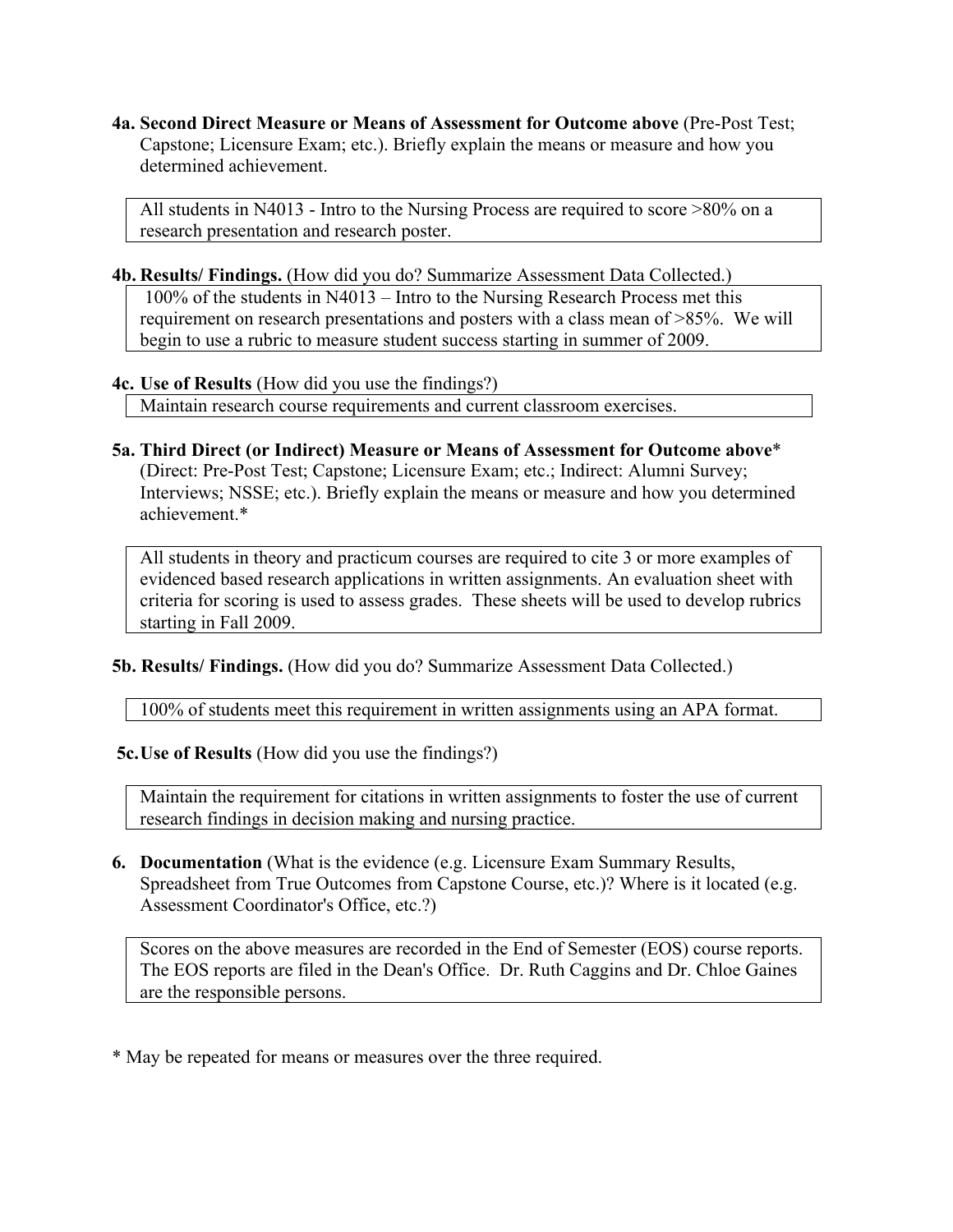**4a. Second Direct Measure or Means of Assessment for Outcome above** (Pre-Post Test; Capstone; Licensure Exam; etc.). Briefly explain the means or measure and how you determined achievement.

> All students in N4013 - Intro to the Nursing Process are required to score >80% on a research presentation and research poster.

**4b. Results/ Findings.** (How did you do? Summarize Assessment Data Collected.)

> 100% of the students in N4013 – Intro to the Nursing Research Process met this requirement on research presentations and posters with a class mean of >85%. We will begin to use a rubric to measure student success starting in summer of 2009.

**4c. Use of Results** (How did you use the findings?)

> Maintain research course requirements and current classroom exercises.

**5a. Third Direct (or Indirect) Measure or Means of Assessment for Outcome above*** (Direct: Pre-Post Test; Capstone; Licensure Exam; etc.; Indirect: Alumni Survey; Interviews; NSSE; etc.). Briefly explain the means or measure and how you determined achievement.*

> All students in theory and practicum courses are required to cite 3 or more examples of evidenced based research applications in written assignments. An evaluation sheet with criteria for scoring is used to assess grades. These sheets will be used to develop rubrics starting in Fall 2009.

**5b. Results/ Findings.** (How did you do? Summarize Assessment Data Collected.)

> 100% of students meet this requirement in written assignments using an APA format.

**5c. Use of Results** (How did you use the findings?)

> Maintain the requirement for citations in written assignments to foster the use of current research findings in decision making and nursing practice.

**6. Documentation** (What is the evidence (e.g. Licensure Exam Summary Results, Spreadsheet from True Outcomes from Capstone Course, etc.)? Where is it located (e.g. Assessment Coordinator's Office, etc.?)

> Scores on the above measures are recorded in the End of Semester (EOS) course reports. The EOS reports are filed in the Dean's Office. Dr. Ruth Caggins and Dr. Chloe Gaines are the responsible persons.

\* May be repeated for means or measures over the three required.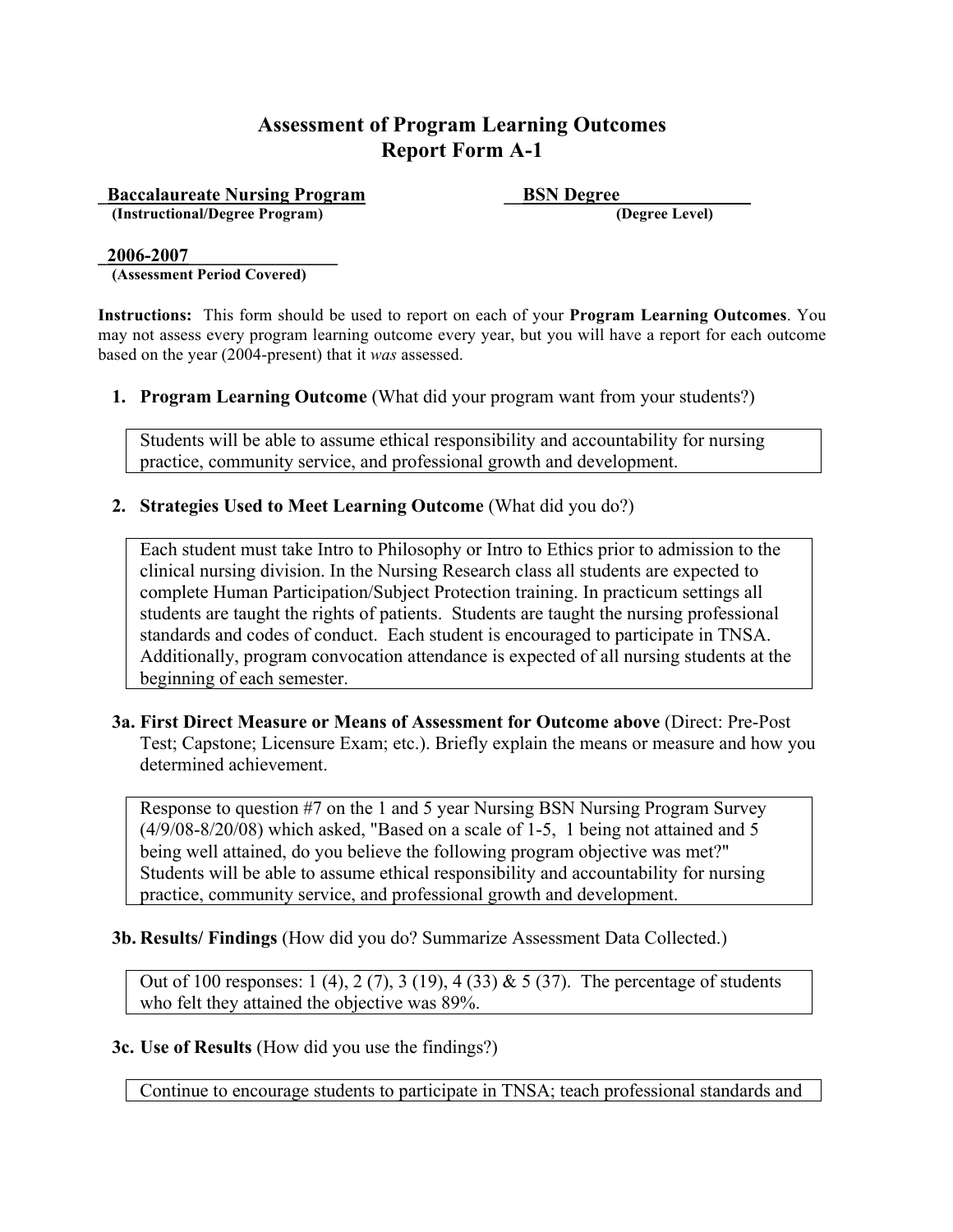# Assessment of Program Learning Outcomes
# Report Form A-1

**Baccalaureate Nursing Program** — **(Instructional/Degree Program)**

**BSN Degree** — **(Degree Level)**

**2006-2007** — **(Assessment Period Covered)**

**Instructions:** This form should be used to report on each of your **Program Learning Outcomes**. You may not assess every program learning outcome every year, but you will have a report for each outcome based on the year (2004-present) that it *was* assessed.

1. **Program Learning Outcome** (What did your program want from your students?)

   Students will be able to assume ethical responsibility and accountability for nursing practice, community service, and professional growth and development.

2. **Strategies Used to Meet Learning Outcome** (What did you do?)

   Each student must take Intro to Philosophy or Intro to Ethics prior to admission to the clinical nursing division. In the Nursing Research class all students are expected to complete Human Participation/Subject Protection training. In practicum settings all students are taught the rights of patients. Students are taught the nursing professional standards and codes of conduct. Each student is encouraged to participate in TNSA. Additionally, program convocation attendance is expected of all nursing students at the beginning of each semester.

**3a. First Direct Measure or Means of Assessment for Outcome above** (Direct: Pre-Post Test; Capstone; Licensure Exam; etc.). Briefly explain the means or measure and how you determined achievement.

Response to question #7 on the 1 and 5 year Nursing BSN Nursing Program Survey (4/9/08-8/20/08) which asked, "Based on a scale of 1-5, 1 being not attained and 5 being well attained, do you believe the following program objective was met?" Students will be able to assume ethical responsibility and accountability for nursing practice, community service, and professional growth and development.

**3b. Results/ Findings** (How did you do? Summarize Assessment Data Collected.)

Out of 100 responses: 1 (4), 2 (7), 3 (19), 4 (33) & 5 (37). The percentage of students who felt they attained the objective was 89%.

**3c. Use of Results** (How did you use the findings?)

Continue to encourage students to participate in TNSA; teach professional standards and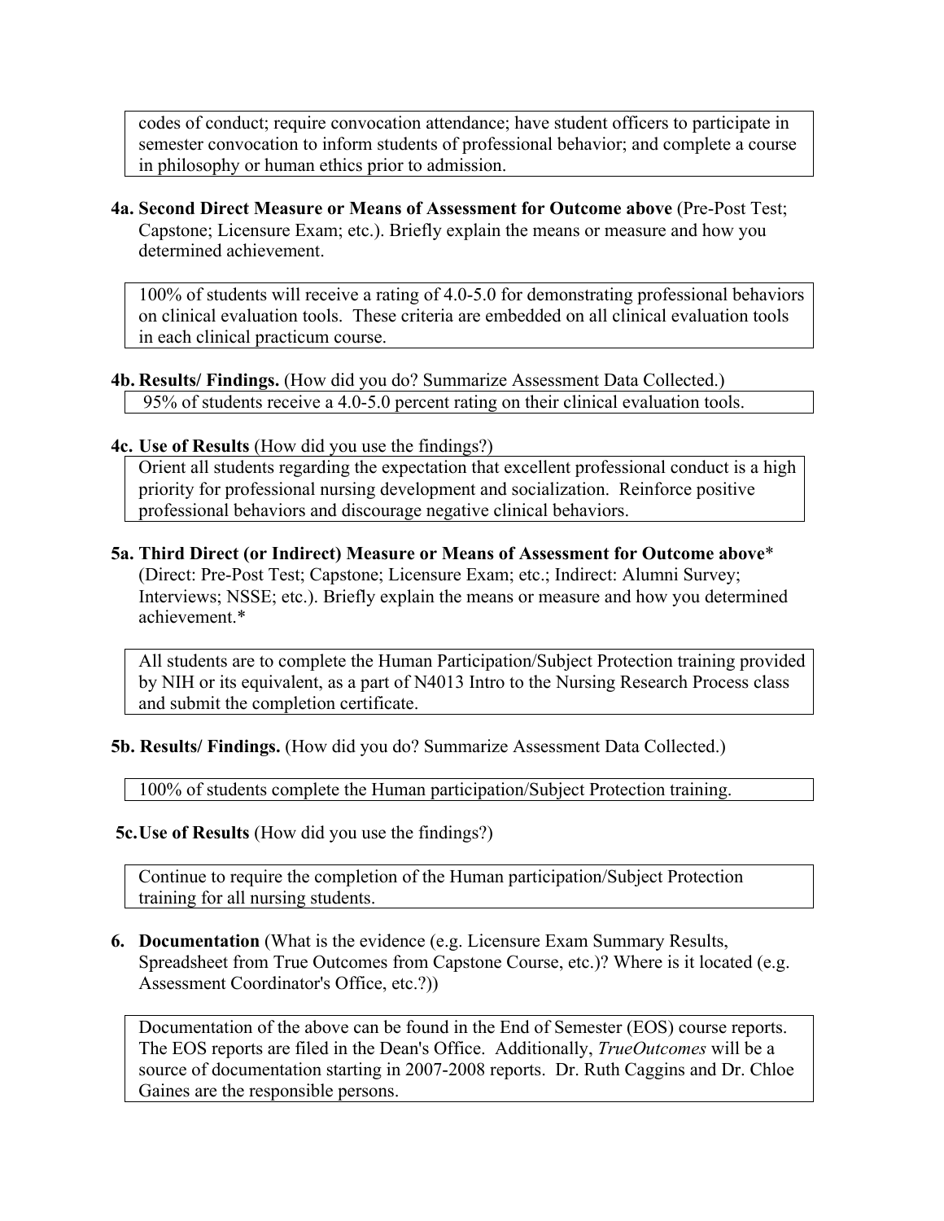codes of conduct; require convocation attendance; have student officers to participate in semester convocation to inform students of professional behavior; and complete a course in philosophy or human ethics prior to admission.

**4a. Second Direct Measure or Means of Assessment for Outcome above** (Pre-Post Test; Capstone; Licensure Exam; etc.). Briefly explain the means or measure and how you determined achievement.

100% of students will receive a rating of 4.0-5.0 for demonstrating professional behaviors on clinical evaluation tools. These criteria are embedded on all clinical evaluation tools in each clinical practicum course.

**4b. Results/ Findings.** (How did you do? Summarize Assessment Data Collected.)

95% of students receive a 4.0-5.0 percent rating on their clinical evaluation tools.

**4c. Use of Results** (How did you use the findings?)

Orient all students regarding the expectation that excellent professional conduct is a high priority for professional nursing development and socialization. Reinforce positive professional behaviors and discourage negative clinical behaviors.

**5a. Third Direct (or Indirect) Measure or Means of Assessment for Outcome above**\* (Direct: Pre-Post Test; Capstone; Licensure Exam; etc.; Indirect: Alumni Survey; Interviews; NSSE; etc.). Briefly explain the means or measure and how you determined achievement.\*

All students are to complete the Human Participation/Subject Protection training provided by NIH or its equivalent, as a part of N4013 Intro to the Nursing Research Process class and submit the completion certificate.

**5b. Results/ Findings.** (How did you do? Summarize Assessment Data Collected.)

100% of students complete the Human participation/Subject Protection training.

**5c. Use of Results** (How did you use the findings?)

Continue to require the completion of the Human participation/Subject Protection training for all nursing students.

**6. Documentation** (What is the evidence (e.g. Licensure Exam Summary Results, Spreadsheet from True Outcomes from Capstone Course, etc.)? Where is it located (e.g. Assessment Coordinator's Office, etc.?))

Documentation of the above can be found in the End of Semester (EOS) course reports. The EOS reports are filed in the Dean's Office. Additionally, *TrueOutcomes* will be a source of documentation starting in 2007-2008 reports. Dr. Ruth Caggins and Dr. Chloe Gaines are the responsible persons.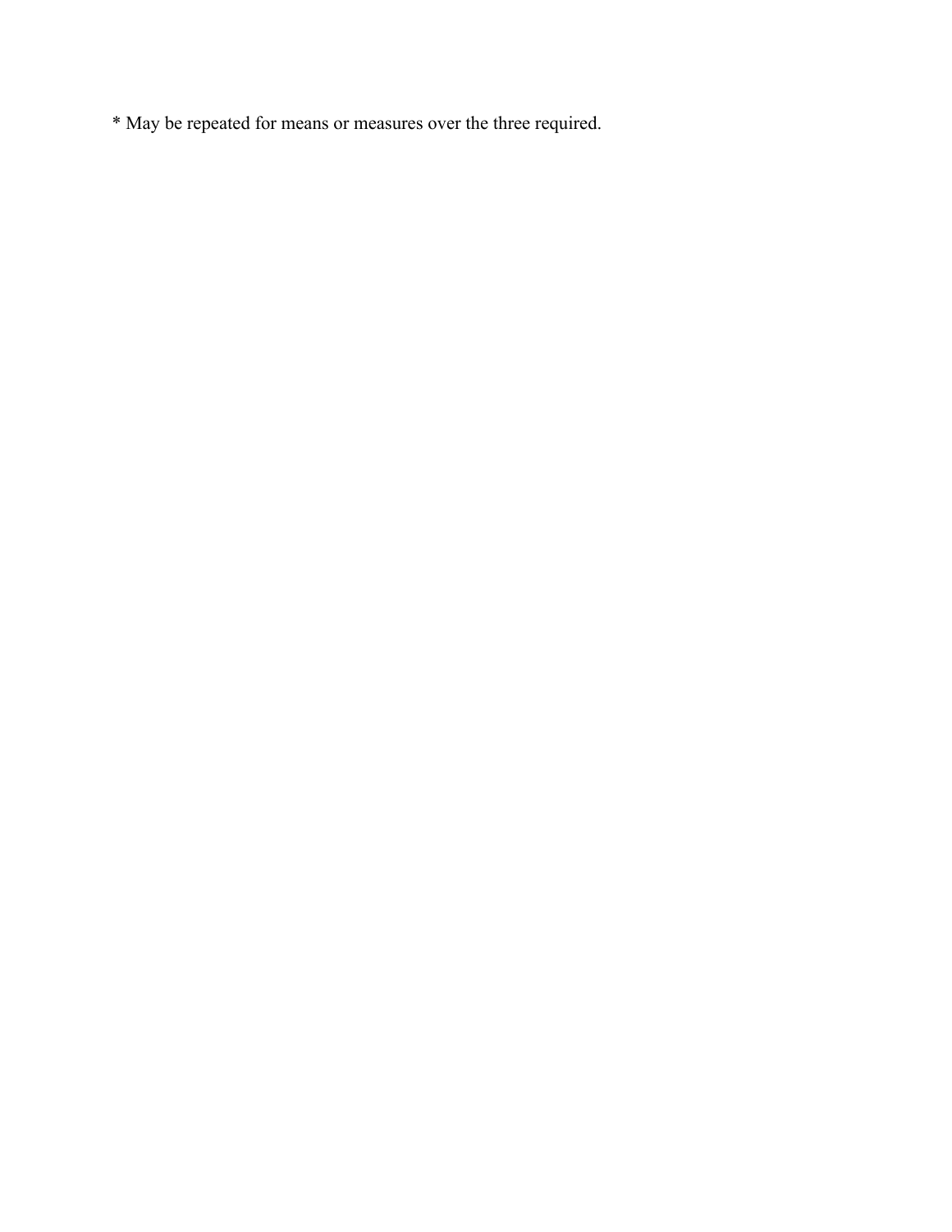* May be repeated for means or measures over the three required.